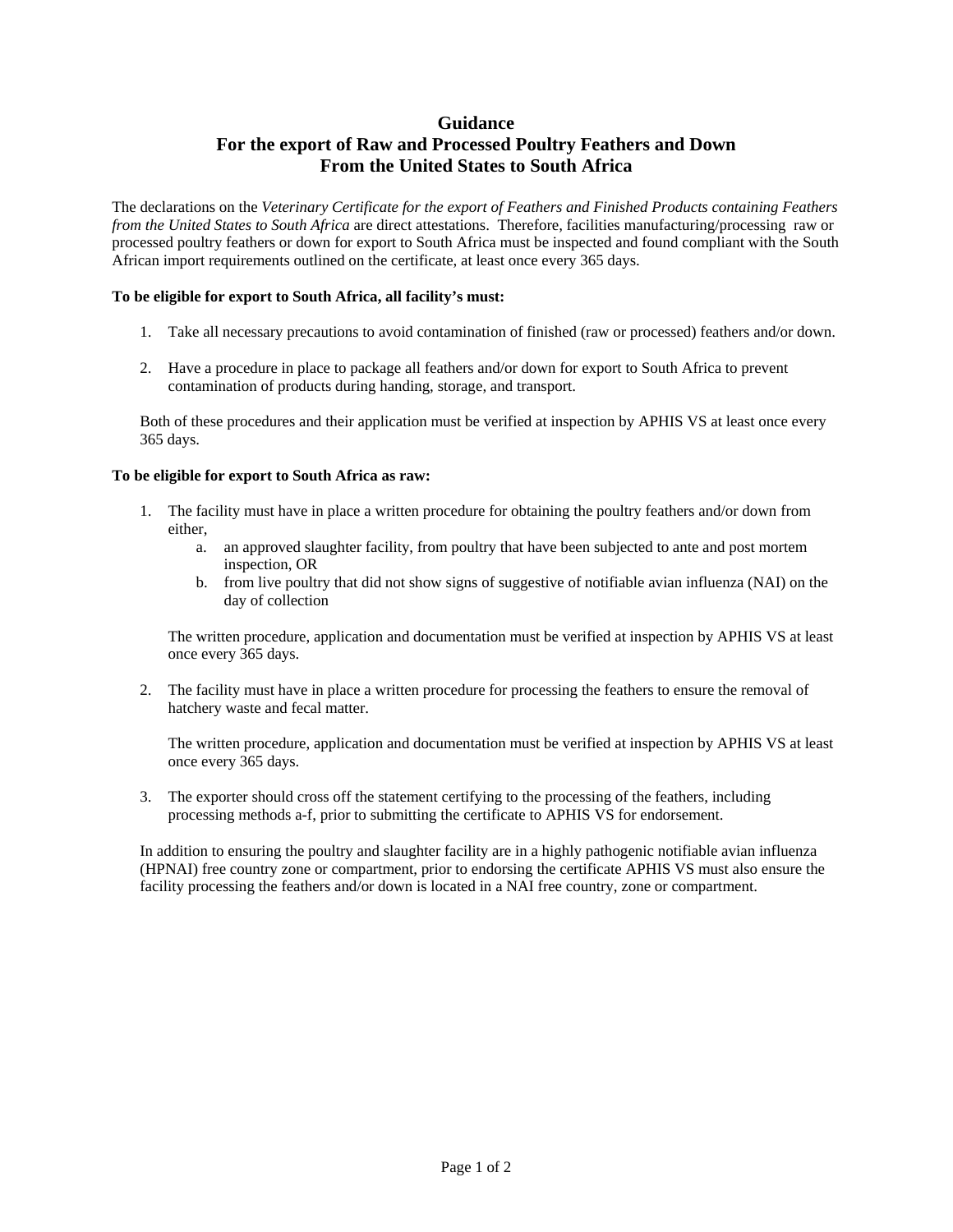# Guidance
## For the export of Raw and Processed Poultry Feathers and Down
## From the United States to South Africa

The declarations on the *Veterinary Certificate for the export of Feathers and Finished Products containing Feathers from the United States to South Africa* are direct attestations. Therefore, facilities manufacturing/processing raw or processed poultry feathers or down for export to South Africa must be inspected and found compliant with the South African import requirements outlined on the certificate, at least once every 365 days.

**To be eligible for export to South Africa, all facility's must:**

1. Take all necessary precautions to avoid contamination of finished (raw or processed) feathers and/or down.

2. Have a procedure in place to package all feathers and/or down for export to South Africa to prevent contamination of products during handing, storage, and transport.

Both of these procedures and their application must be verified at inspection by APHIS VS at least once every 365 days.

**To be eligible for export to South Africa as raw:**

1. The facility must have in place a written procedure for obtaining the poultry feathers and/or down from either,
    a. an approved slaughter facility, from poultry that have been subjected to ante and post mortem inspection, OR
    b. from live poultry that did not show signs of suggestive of notifiable avian influenza (NAI) on the day of collection

    The written procedure, application and documentation must be verified at inspection by APHIS VS at least once every 365 days.

2. The facility must have in place a written procedure for processing the feathers to ensure the removal of hatchery waste and fecal matter.

    The written procedure, application and documentation must be verified at inspection by APHIS VS at least once every 365 days.

3. The exporter should cross off the statement certifying to the processing of the feathers, including processing methods a-f, prior to submitting the certificate to APHIS VS for endorsement.

In addition to ensuring the poultry and slaughter facility are in a highly pathogenic notifiable avian influenza (HPNAI) free country zone or compartment, prior to endorsing the certificate APHIS VS must also ensure the facility processing the feathers and/or down is located in a NAI free country, zone or compartment.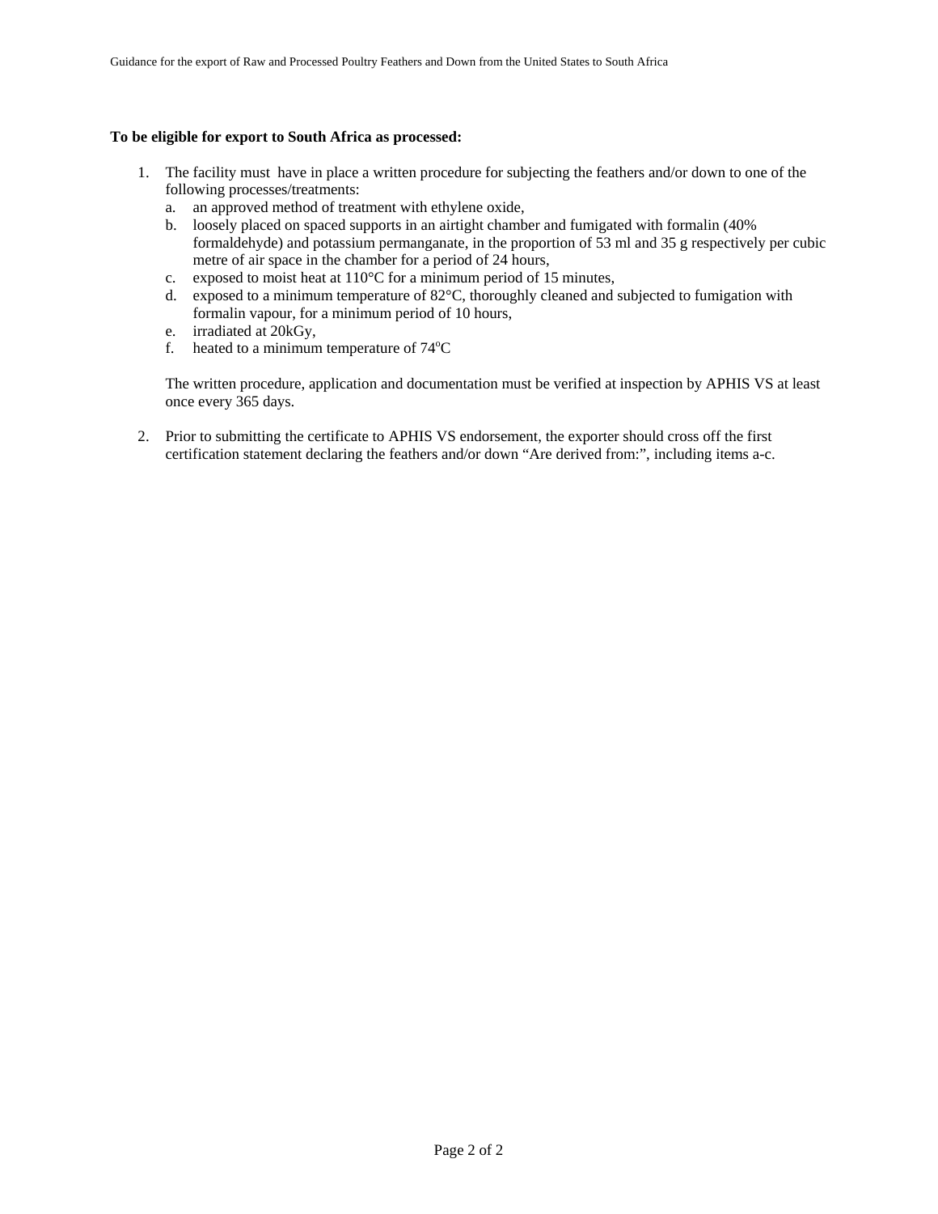**To be eligible for export to South Africa as processed:**

1. The facility must have in place a written procedure for subjecting the feathers and/or down to one of the following processes/treatments:
   a. an approved method of treatment with ethylene oxide,
   b. loosely placed on spaced supports in an airtight chamber and fumigated with formalin (40% formaldehyde) and potassium permanganate, in the proportion of 53 ml and 35 g respectively per cubic metre of air space in the chamber for a period of 24 hours,
   c. exposed to moist heat at 110°C for a minimum period of 15 minutes,
   d. exposed to a minimum temperature of 82°C, thoroughly cleaned and subjected to fumigation with formalin vapour, for a minimum period of 10 hours,
   e. irradiated at 20kGy,
   f. heated to a minimum temperature of 74°C

   The written procedure, application and documentation must be verified at inspection by APHIS VS at least once every 365 days.

2. Prior to submitting the certificate to APHIS VS endorsement, the exporter should cross off the first certification statement declaring the feathers and/or down "Are derived from:", including items a-c.